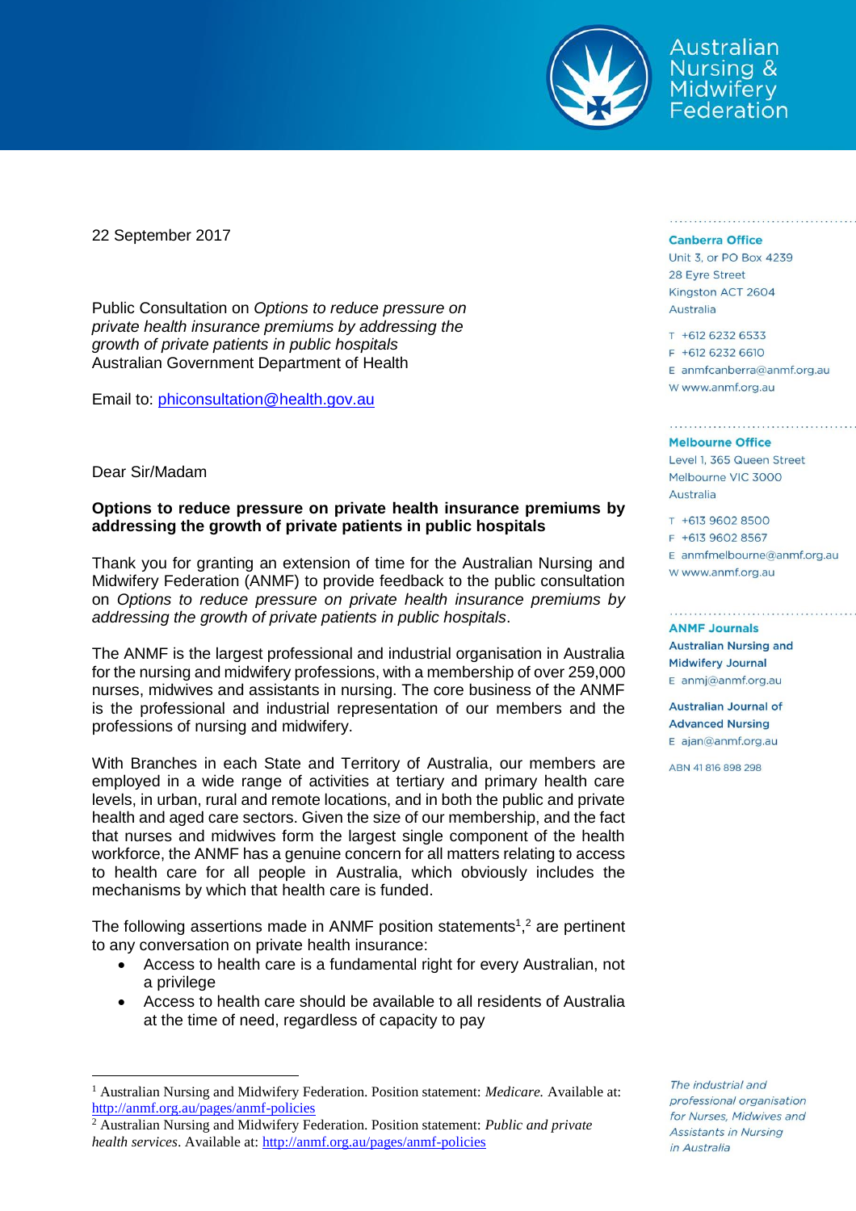Australian Nursing & Midwifery Federation

22 September 2017

Public Consultation on *Options to reduce pressure on private health insurance premiums by addressing the growth of private patients in public hospitals*
Australian Government Department of Health

Email to: phiconsultation@health.gov.au

Dear Sir/Madam

**Options to reduce pressure on private health insurance premiums by addressing the growth of private patients in public hospitals**

Thank you for granting an extension of time for the Australian Nursing and Midwifery Federation (ANMF) to provide feedback to the public consultation on *Options to reduce pressure on private health insurance premiums by addressing the growth of private patients in public hospitals*.

The ANMF is the largest professional and industrial organisation in Australia for the nursing and midwifery professions, with a membership of over 259,000 nurses, midwives and assistants in nursing. The core business of the ANMF is the professional and industrial representation of our members and the professions of nursing and midwifery.

With Branches in each State and Territory of Australia, our members are employed in a wide range of activities at tertiary and primary health care levels, in urban, rural and remote locations, and in both the public and private health and aged care sectors. Given the size of our membership, and the fact that nurses and midwives form the largest single component of the health workforce, the ANMF has a genuine concern for all matters relating to access to health care for all people in Australia, which obviously includes the mechanisms by which that health care is funded.

The following assertions made in ANMF position statements[1],[2] are pertinent to any conversation on private health insurance:

- Access to health care is a fundamental right for every Australian, not a privilege
- Access to health care should be available to all residents of Australia at the time of need, regardless of capacity to pay

[1] Australian Nursing and Midwifery Federation. Position statement: *Medicare.* Available at: http://anmf.org.au/pages/anmf-policies

[2] Australian Nursing and Midwifery Federation. Position statement: *Public and private health services*. Available at: http://anmf.org.au/pages/anmf-policies

**Canberra Office**
Unit 3, or PO Box 4239
28 Eyre Street
Kingston ACT 2604
Australia

T +612 6232 6533
F +612 6232 6610
E anmfcanberra@anmf.org.au
W www.anmf.org.au

**Melbourne Office**
Level 1, 365 Queen Street
Melbourne VIC 3000
Australia

T +613 9602 8500
F +613 9602 8567
E anmfmelbourne@anmf.org.au
W www.anmf.org.au

**ANMF Journals**
Australian Nursing and Midwifery Journal
E anmj@anmf.org.au

Australian Journal of Advanced Nursing
E ajan@anmf.org.au

ABN 41 816 898 298

*The industrial and professional organisation for Nurses, Midwives and Assistants in Nursing in Australia*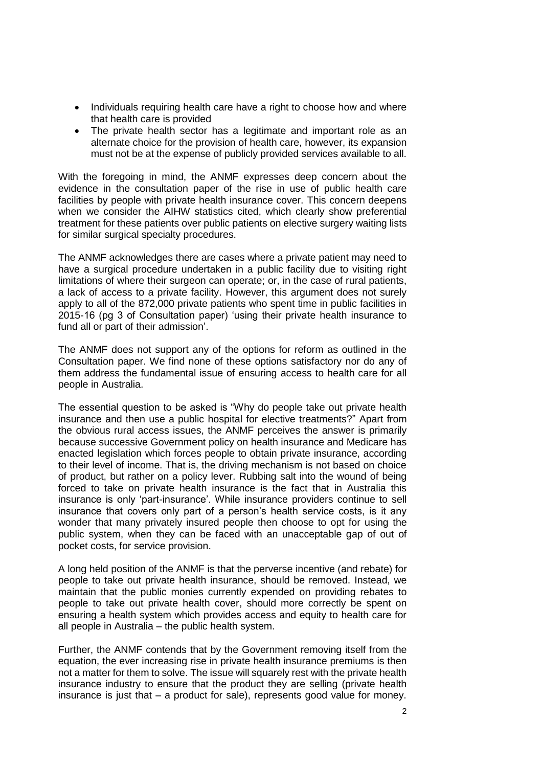- Individuals requiring health care have a right to choose how and where that health care is provided
- The private health sector has a legitimate and important role as an alternate choice for the provision of health care, however, its expansion must not be at the expense of publicly provided services available to all.

With the foregoing in mind, the ANMF expresses deep concern about the evidence in the consultation paper of the rise in use of public health care facilities by people with private health insurance cover. This concern deepens when we consider the AIHW statistics cited, which clearly show preferential treatment for these patients over public patients on elective surgery waiting lists for similar surgical specialty procedures.

The ANMF acknowledges there are cases where a private patient may need to have a surgical procedure undertaken in a public facility due to visiting right limitations of where their surgeon can operate; or, in the case of rural patients, a lack of access to a private facility. However, this argument does not surely apply to all of the 872,000 private patients who spent time in public facilities in 2015-16 (pg 3 of Consultation paper) 'using their private health insurance to fund all or part of their admission'.

The ANMF does not support any of the options for reform as outlined in the Consultation paper. We find none of these options satisfactory nor do any of them address the fundamental issue of ensuring access to health care for all people in Australia.

The essential question to be asked is "Why do people take out private health insurance and then use a public hospital for elective treatments?" Apart from the obvious rural access issues, the ANMF perceives the answer is primarily because successive Government policy on health insurance and Medicare has enacted legislation which forces people to obtain private insurance, according to their level of income. That is, the driving mechanism is not based on choice of product, but rather on a policy lever. Rubbing salt into the wound of being forced to take on private health insurance is the fact that in Australia this insurance is only 'part-insurance'. While insurance providers continue to sell insurance that covers only part of a person's health service costs, is it any wonder that many privately insured people then choose to opt for using the public system, when they can be faced with an unacceptable gap of out of pocket costs, for service provision.

A long held position of the ANMF is that the perverse incentive (and rebate) for people to take out private health insurance, should be removed. Instead, we maintain that the public monies currently expended on providing rebates to people to take out private health cover, should more correctly be spent on ensuring a health system which provides access and equity to health care for all people in Australia – the public health system.

Further, the ANMF contends that by the Government removing itself from the equation, the ever increasing rise in private health insurance premiums is then not a matter for them to solve. The issue will squarely rest with the private health insurance industry to ensure that the product they are selling (private health insurance is just that – a product for sale), represents good value for money.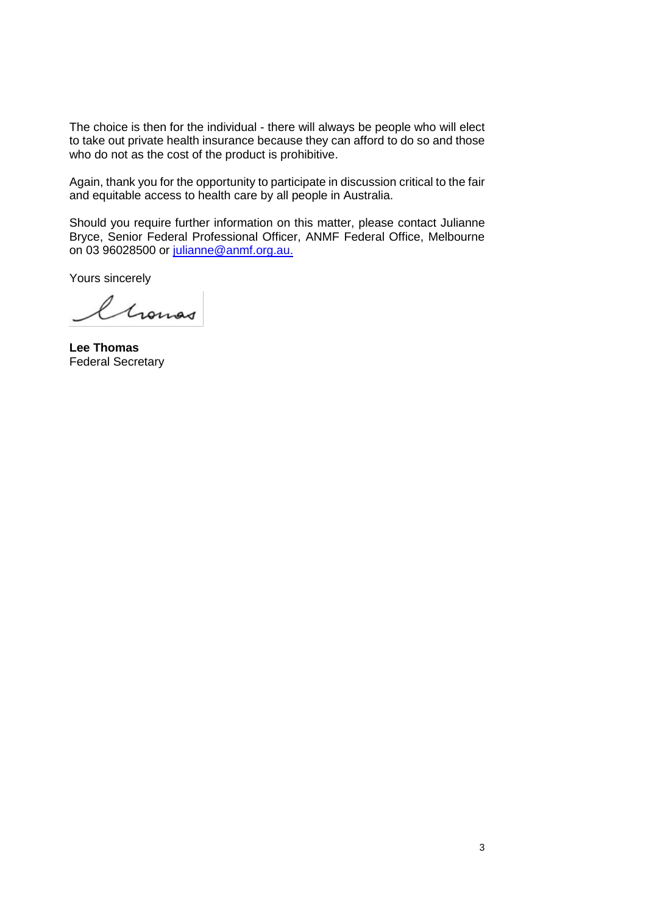The choice is then for the individual - there will always be people who will elect to take out private health insurance because they can afford to do so and those who do not as the cost of the product is prohibitive.

Again, thank you for the opportunity to participate in discussion critical to the fair and equitable access to health care by all people in Australia.

Should you require further information on this matter, please contact Julianne Bryce, Senior Federal Professional Officer, ANMF Federal Office, Melbourne on 03 96028500 or julianne@anmf.org.au.

Yours sincerely

**Lee Thomas**
Federal Secretary